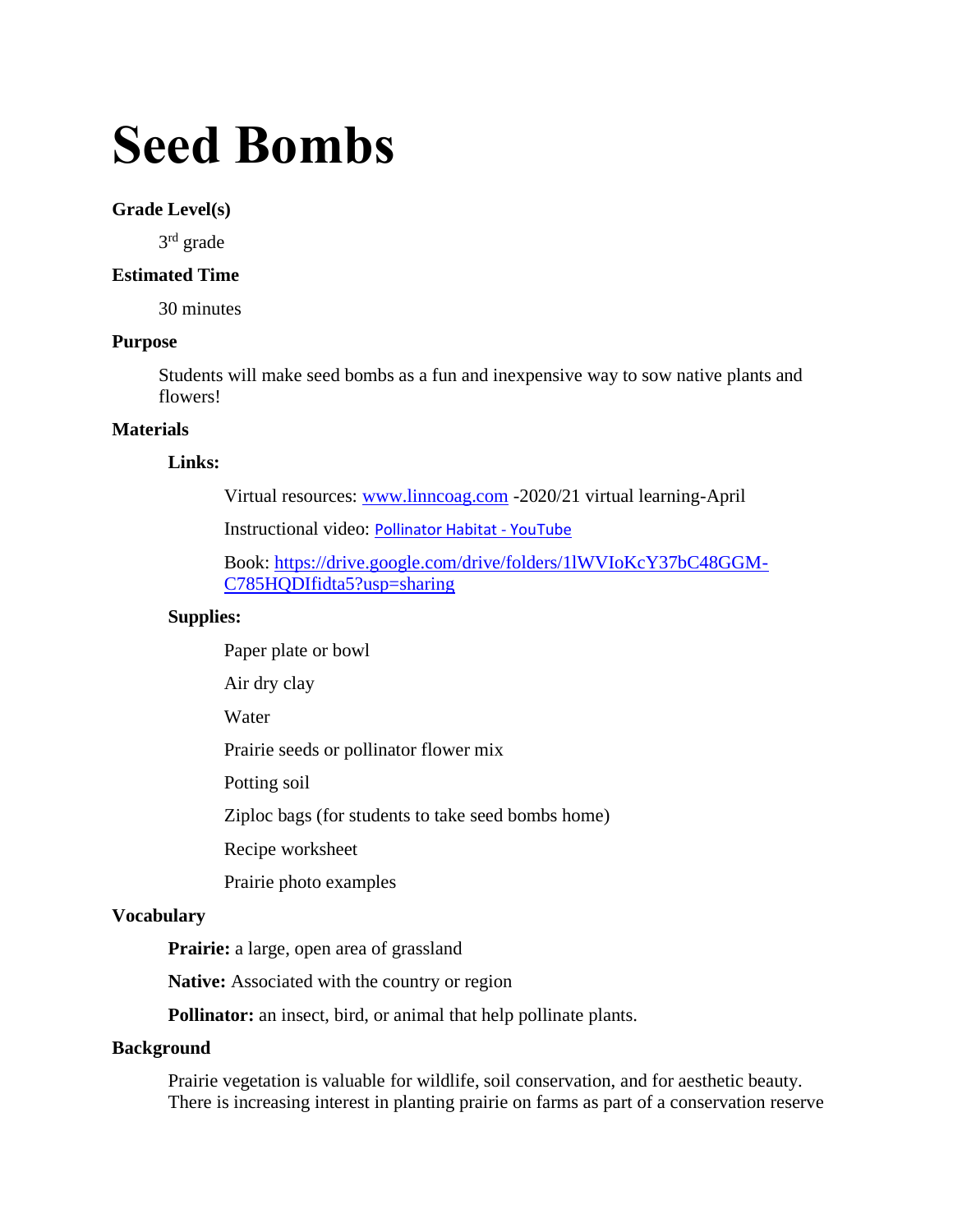# Seed Bombs

**Grade Level(s)**

3rd grade

**Estimated Time**

30 minutes

**Purpose**

Students will make seed bombs as a fun and inexpensive way to sow native plants and flowers!

**Materials**

**Links:**

Virtual resources: [www.linncoag.com](www.linncoag.com) -2020/21 virtual learning-April

Instructional video: Pollinator Habitat - YouTube

Book: [https://drive.google.com/drive/folders/1lWVIoKcY37bC48GGM-C785HQDIfidta5?usp=sharing](https://drive.google.com/drive/folders/1lWVIoKcY37bC48GGM-C785HQDIfidta5?usp=sharing)

**Supplies:**

Paper plate or bowl

Air dry clay

Water

Prairie seeds or pollinator flower mix

Potting soil

Ziploc bags (for students to take seed bombs home)

Recipe worksheet

Prairie photo examples

**Vocabulary**

**Prairie:** a large, open area of grassland

**Native:** Associated with the country or region

**Pollinator:** an insect, bird, or animal that help pollinate plants.

**Background**

Prairie vegetation is valuable for wildlife, soil conservation, and for aesthetic beauty. There is increasing interest in planting prairie on farms as part of a conservation reserve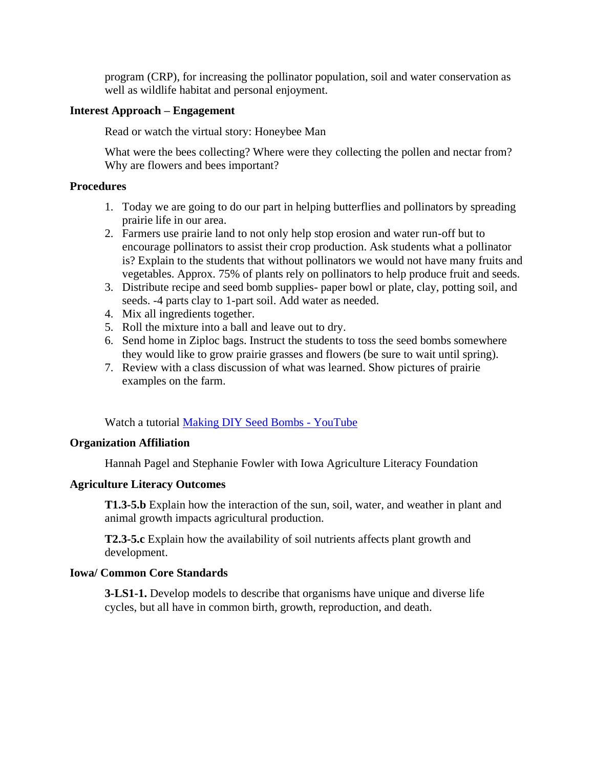program (CRP), for increasing the pollinator population, soil and water conservation as well as wildlife habitat and personal enjoyment.

**Interest Approach – Engagement**

Read or watch the virtual story: Honeybee Man

What were the bees collecting? Where were they collecting the pollen and nectar from? Why are flowers and bees important?

**Procedures**

1. Today we are going to do our part in helping butterflies and pollinators by spreading prairie life in our area.
2. Farmers use prairie land to not only help stop erosion and water run-off but to encourage pollinators to assist their crop production. Ask students what a pollinator is? Explain to the students that without pollinators we would not have many fruits and vegetables. Approx. 75% of plants rely on pollinators to help produce fruit and seeds.
3. Distribute recipe and seed bomb supplies- paper bowl or plate, clay, potting soil, and seeds. -4 parts clay to 1-part soil. Add water as needed.
4. Mix all ingredients together.
5. Roll the mixture into a ball and leave out to dry.
6. Send home in Ziploc bags. Instruct the students to toss the seed bombs somewhere they would like to grow prairie grasses and flowers (be sure to wait until spring).
7. Review with a class discussion of what was learned. Show pictures of prairie examples on the farm.

Watch a tutorial [Making DIY Seed Bombs - YouTube]

**Organization Affiliation**

Hannah Pagel and Stephanie Fowler with Iowa Agriculture Literacy Foundation

**Agriculture Literacy Outcomes**

**T1.3-5.b** Explain how the interaction of the sun, soil, water, and weather in plant and animal growth impacts agricultural production.

**T2.3-5.c** Explain how the availability of soil nutrients affects plant growth and development.

**Iowa/ Common Core Standards**

**3-LS1-1.** Develop models to describe that organisms have unique and diverse life cycles, but all have in common birth, growth, reproduction, and death.